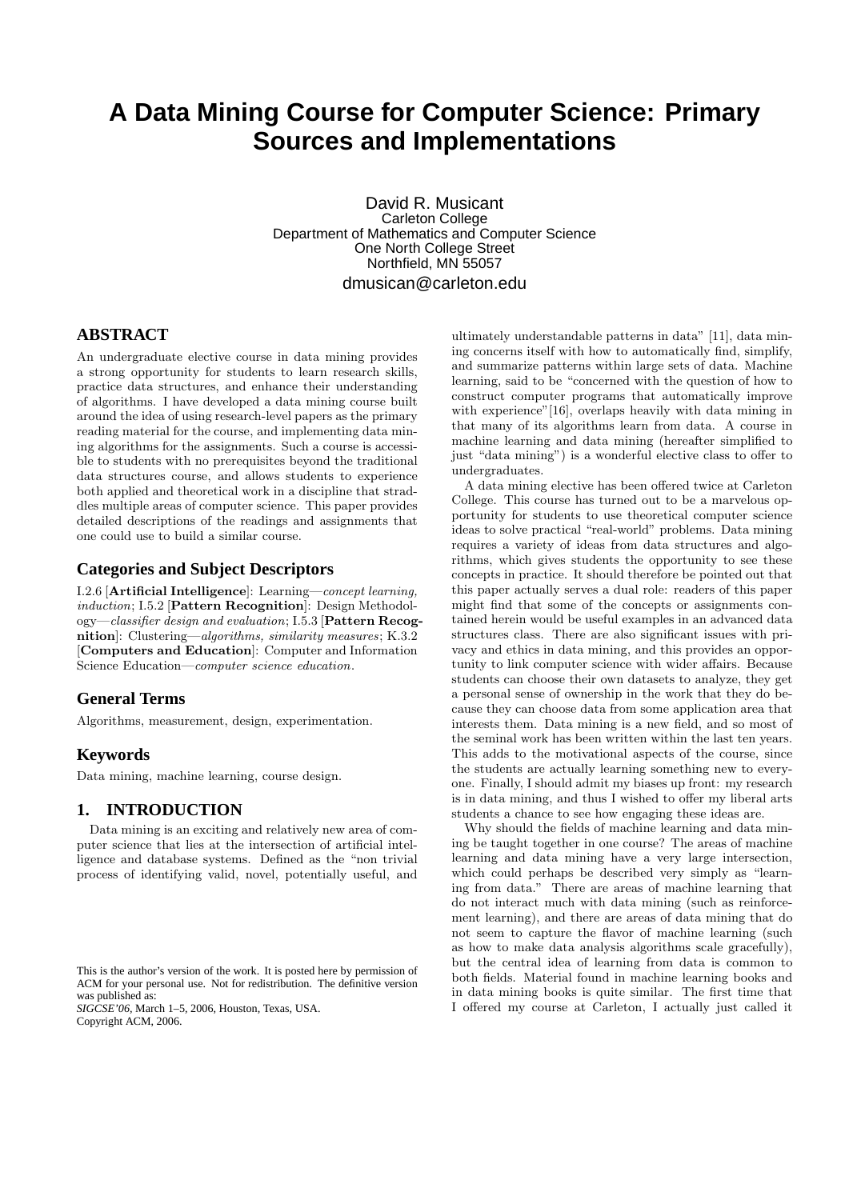# A Data Mining Course for Computer Science: Primary Sources and Implementations

David R. Musicant
Carleton College
Department of Mathematics and Computer Science
One North College Street
Northfield, MN 55057
dmusican@carleton.edu

## ABSTRACT

An undergraduate elective course in data mining provides a strong opportunity for students to learn research skills, practice data structures, and enhance their understanding of algorithms. I have developed a data mining course built around the idea of using research-level papers as the primary reading material for the course, and implementing data mining algorithms for the assignments. Such a course is accessible to students with no prerequisites beyond the traditional data structures course, and allows students to experience both applied and theoretical work in a discipline that straddles multiple areas of computer science. This paper provides detailed descriptions of the readings and assignments that one could use to build a similar course.

## Categories and Subject Descriptors

I.2.6 [**Artificial Intelligence**]: Learning—*concept learning, induction*; I.5.2 [**Pattern Recognition**]: Design Methodology—*classifier design and evaluation*; I.5.3 [**Pattern Recognition**]: Clustering—*algorithms, similarity measures*; K.3.2 [**Computers and Education**]: Computer and Information Science Education—*computer science education*.

## General Terms

Algorithms, measurement, design, experimentation.

## Keywords

Data mining, machine learning, course design.

## 1. INTRODUCTION

Data mining is an exciting and relatively new area of computer science that lies at the intersection of artificial intelligence and database systems. Defined as the "non trivial process of identifying valid, novel, potentially useful, and ultimately understandable patterns in data" [11], data mining concerns itself with how to automatically find, simplify, and summarize patterns within large sets of data. Machine learning, said to be "concerned with the question of how to construct computer programs that automatically improve with experience"[16], overlaps heavily with data mining in that many of its algorithms learn from data. A course in machine learning and data mining (hereafter simplified to just "data mining") is a wonderful elective class to offer to undergraduates.

A data mining elective has been offered twice at Carleton College. This course has turned out to be a marvelous opportunity for students to use theoretical computer science ideas to solve practical "real-world" problems. Data mining requires a variety of ideas from data structures and algorithms, which gives students the opportunity to see these concepts in practice. It should therefore be pointed out that this paper actually serves a dual role: readers of this paper might find that some of the concepts or assignments contained herein would be useful examples in an advanced data structures class. There are also significant issues with privacy and ethics in data mining, and this provides an opportunity to link computer science with wider affairs. Because students can choose their own datasets to analyze, they get a personal sense of ownership in the work that they do because they can choose data from some application area that interests them. Data mining is a new field, and so most of the seminal work has been written within the last ten years. This adds to the motivational aspects of the course, since the students are actually learning something new to everyone. Finally, I should admit my biases up front: my research is in data mining, and thus I wished to offer my liberal arts students a chance to see how engaging these ideas are.

Why should the fields of machine learning and data mining be taught together in one course? The areas of machine learning and data mining have a very large intersection, which could perhaps be described very simply as "learning from data." There are areas of machine learning that do not interact much with data mining (such as reinforcement learning), and there are areas of data mining that do not seem to capture the flavor of machine learning (such as how to make data analysis algorithms scale gracefully), but the central idea of learning from data is common to both fields. Material found in machine learning books and in data mining books is quite similar. The first time that I offered my course at Carleton, I actually just called it

This is the author's version of the work. It is posted here by permission of ACM for your personal use. Not for redistribution. The definitive version was published as:
*SIGCSE'06*, March 1–5, 2006, Houston, Texas, USA.
Copyright ACM, 2006.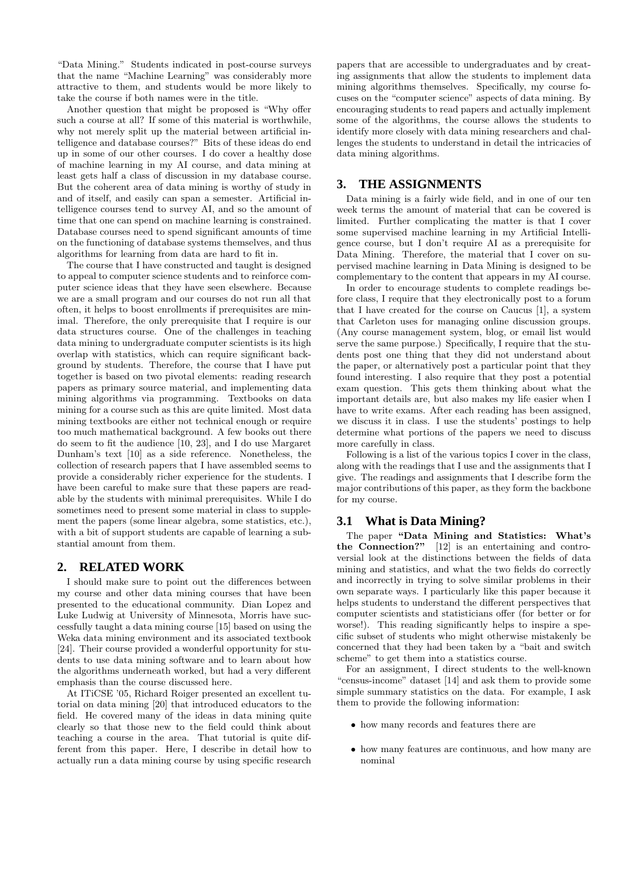"Data Mining." Students indicated in post-course surveys that the name "Machine Learning" was considerably more attractive to them, and students would be more likely to take the course if both names were in the title.

Another question that might be proposed is "Why offer such a course at all? If some of this material is worthwhile, why not merely split up the material between artificial intelligence and database courses?" Bits of these ideas do end up in some of our other courses. I do cover a healthy dose of machine learning in my AI course, and data mining at least gets half a class of discussion in my database course. But the coherent area of data mining is worthy of study in and of itself, and easily can span a semester. Artificial intelligence courses tend to survey AI, and so the amount of time that one can spend on machine learning is constrained. Database courses need to spend significant amounts of time on the functioning of database systems themselves, and thus algorithms for learning from data are hard to fit in.

The course that I have constructed and taught is designed to appeal to computer science students and to reinforce computer science ideas that they have seen elsewhere. Because we are a small program and our courses do not run all that often, it helps to boost enrollments if prerequisites are minimal. Therefore, the only prerequisite that I require is our data structures course. One of the challenges in teaching data mining to undergraduate computer scientists is its high overlap with statistics, which can require significant background by students. Therefore, the course that I have put together is based on two pivotal elements: reading research papers as primary source material, and implementing data mining algorithms via programming. Textbooks on data mining for a course such as this are quite limited. Most data mining textbooks are either not technical enough or require too much mathematical background. A few books out there do seem to fit the audience [10, 23], and I do use Margaret Dunham's text [10] as a side reference. Nonetheless, the collection of research papers that I have assembled seems to provide a considerably richer experience for the students. I have been careful to make sure that these papers are readable by the students with minimal prerequisites. While I do sometimes need to present some material in class to supplement the papers (some linear algebra, some statistics, etc.), with a bit of support students are capable of learning a substantial amount from them.

## 2. RELATED WORK

I should make sure to point out the differences between my course and other data mining courses that have been presented to the educational community. Dian Lopez and Luke Ludwig at University of Minnesota, Morris have successfully taught a data mining course [15] based on using the Weka data mining environment and its associated textbook [24]. Their course provided a wonderful opportunity for students to use data mining software and to learn about how the algorithms underneath worked, but had a very different emphasis than the course discussed here.

At ITiCSE '05, Richard Roiger presented an excellent tutorial on data mining [20] that introduced educators to the field. He covered many of the ideas in data mining quite clearly so that those new to the field could think about teaching a course in the area. That tutorial is quite different from this paper. Here, I describe in detail how to actually run a data mining course by using specific research papers that are accessible to undergraduates and by creating assignments that allow the students to implement data mining algorithms themselves. Specifically, my course focuses on the "computer science" aspects of data mining. By encouraging students to read papers and actually implement some of the algorithms, the course allows the students to identify more closely with data mining researchers and challenges the students to understand in detail the intricacies of data mining algorithms.

## 3. THE ASSIGNMENTS

Data mining is a fairly wide field, and in one of our ten week terms the amount of material that can be covered is limited. Further complicating the matter is that I cover some supervised machine learning in my Artificial Intelligence course, but I don't require AI as a prerequisite for Data Mining. Therefore, the material that I cover on supervised machine learning in Data Mining is designed to be complementary to the content that appears in my AI course.

In order to encourage students to complete readings before class, I require that they electronically post to a forum that I have created for the course on Caucus [1], a system that Carleton uses for managing online discussion groups. (Any course management system, blog, or email list would serve the same purpose.) Specifically, I require that the students post one thing that they did not understand about the paper, or alternatively post a particular point that they found interesting. I also require that they post a potential exam question. This gets them thinking about what the important details are, but also makes my life easier when I have to write exams. After each reading has been assigned, we discuss it in class. I use the students' postings to help determine what portions of the papers we need to discuss more carefully in class.

Following is a list of the various topics I cover in the class, along with the readings that I use and the assignments that I give. The readings and assignments that I describe form the major contributions of this paper, as they form the backbone for my course.

### 3.1 What is Data Mining?

The paper **"Data Mining and Statistics: What's the Connection?"** [12] is an entertaining and controversial look at the distinctions between the fields of data mining and statistics, and what the two fields do correctly and incorrectly in trying to solve similar problems in their own separate ways. I particularly like this paper because it helps students to understand the different perspectives that computer scientists and statisticians offer (for better or for worse!). This reading significantly helps to inspire a specific subset of students who might otherwise mistakenly be concerned that they had been taken by a "bait and switch scheme" to get them into a statistics course.

For an assignment, I direct students to the well-known "census-income" dataset [14] and ask them to provide some simple summary statistics on the data. For example, I ask them to provide the following information:

- how many records and features there are
- how many features are continuous, and how many are nominal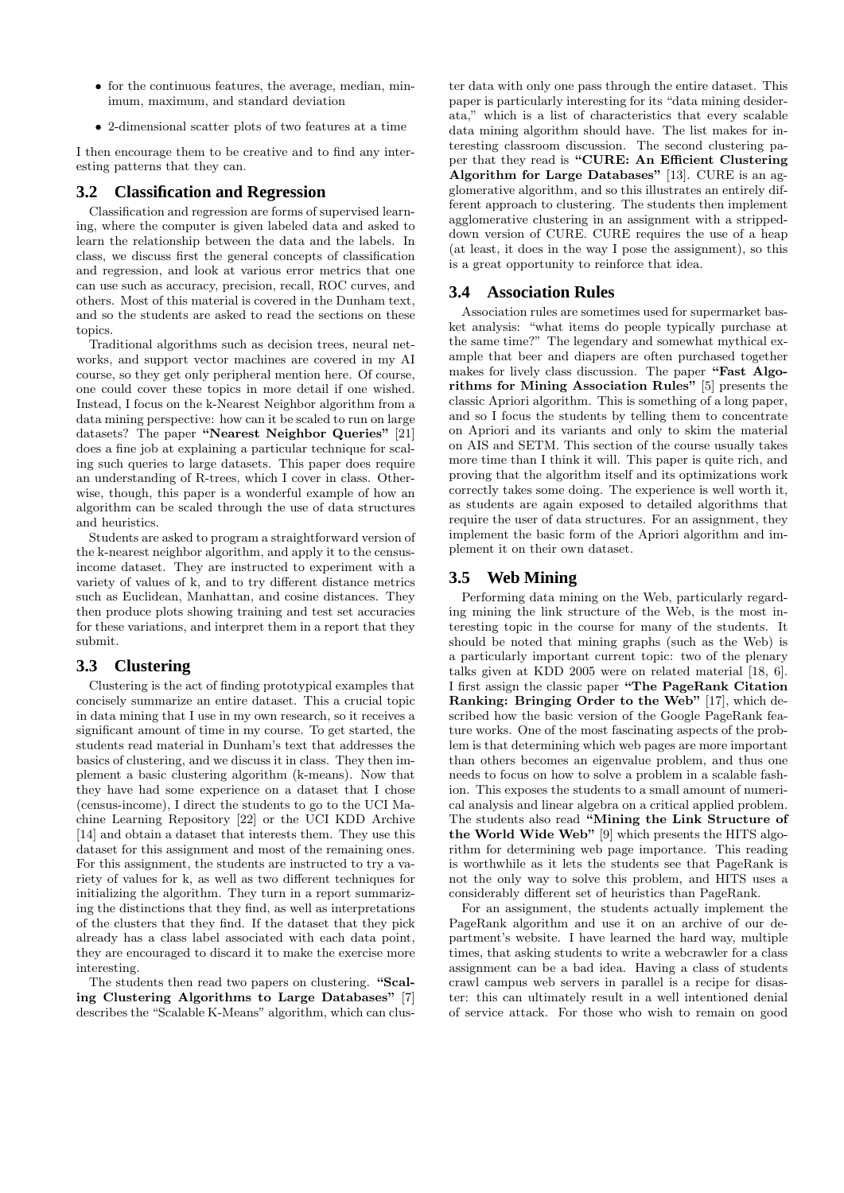- for the continuous features, the average, median, minimum, maximum, and standard deviation
- 2-dimensional scatter plots of two features at a time

I then encourage them to be creative and to find any interesting patterns that they can.

## 3.2 Classification and Regression

Classification and regression are forms of supervised learning, where the computer is given labeled data and asked to learn the relationship between the data and the labels. In class, we discuss first the general concepts of classification and regression, and look at various error metrics that one can use such as accuracy, precision, recall, ROC curves, and others. Most of this material is covered in the Dunham text, and so the students are asked to read the sections on these topics.

Traditional algorithms such as decision trees, neural networks, and support vector machines are covered in my AI course, so they get only peripheral mention here. Of course, one could cover these topics in more detail if one wished. Instead, I focus on the k-Nearest Neighbor algorithm from a data mining perspective: how can it be scaled to run on large datasets? The paper **"Nearest Neighbor Queries"** [21] does a fine job at explaining a particular technique for scaling such queries to large datasets. This paper does require an understanding of R-trees, which I cover in class. Otherwise, though, this paper is a wonderful example of how an algorithm can be scaled through the use of data structures and heuristics.

Students are asked to program a straightforward version of the k-nearest neighbor algorithm, and apply it to the census-income dataset. They are instructed to experiment with a variety of values of k, and to try different distance metrics such as Euclidean, Manhattan, and cosine distances. They then produce plots showing training and test set accuracies for these variations, and interpret them in a report that they submit.

## 3.3 Clustering

Clustering is the act of finding prototypical examples that concisely summarize an entire dataset. This a crucial topic in data mining that I use in my own research, so it receives a significant amount of time in my course. To get started, the students read material in Dunham's text that addresses the basics of clustering, and we discuss it in class. They then implement a basic clustering algorithm (k-means). Now that they have had some experience on a dataset that I chose (census-income), I direct the students to go to the UCI Machine Learning Repository [22] or the UCI KDD Archive [14] and obtain a dataset that interests them. They use this dataset for this assignment and most of the remaining ones. For this assignment, the students are instructed to try a variety of values for k, as well as two different techniques for initializing the algorithm. They turn in a report summarizing the distinctions that they find, as well as interpretations of the clusters that they find. If the dataset that they pick already has a class label associated with each data point, they are encouraged to discard it to make the exercise more interesting.

The students then read two papers on clustering. **"Scaling Clustering Algorithms to Large Databases"** [7] describes the "Scalable K-Means" algorithm, which can cluster data with only one pass through the entire dataset. This paper is particularly interesting for its "data mining desiderata," which is a list of characteristics that every scalable data mining algorithm should have. The list makes for interesting classroom discussion. The second clustering paper that they read is **"CURE: An Efficient Clustering Algorithm for Large Databases"** [13]. CURE is an agglomerative algorithm, and so this illustrates an entirely different approach to clustering. The students then implement agglomerative clustering in an assignment with a stripped-down version of CURE. CURE requires the use of a heap (at least, it does in the way I pose the assignment), so this is a great opportunity to reinforce that idea.

## 3.4 Association Rules

Association rules are sometimes used for supermarket basket analysis: "what items do people typically purchase at the same time?" The legendary and somewhat mythical example that beer and diapers are often purchased together makes for lively class discussion. The paper **"Fast Algorithms for Mining Association Rules"** [5] presents the classic Apriori algorithm. This is something of a long paper, and so I focus the students by telling them to concentrate on Apriori and its variants and only to skim the material on AIS and SETM. This section of the course usually takes more time than I think it will. This paper is quite rich, and proving that the algorithm itself and its optimizations work correctly takes some doing. The experience is well worth it, as students are again exposed to detailed algorithms that require the user of data structures. For an assignment, they implement the basic form of the Apriori algorithm and implement it on their own dataset.

## 3.5 Web Mining

Performing data mining on the Web, particularly regarding mining the link structure of the Web, is the most interesting topic in the course for many of the students. It should be noted that mining graphs (such as the Web) is a particularly important current topic: two of the plenary talks given at KDD 2005 were on related material [18, 6]. I first assign the classic paper **"The PageRank Citation Ranking: Bringing Order to the Web"** [17], which described how the basic version of the Google PageRank feature works. One of the most fascinating aspects of the problem is that determining which web pages are more important than others becomes an eigenvalue problem, and thus one needs to focus on how to solve a problem in a scalable fashion. This exposes the students to a small amount of numerical analysis and linear algebra on a critical applied problem. The students also read **"Mining the Link Structure of the World Wide Web"** [9] which presents the HITS algorithm for determining web page importance. This reading is worthwhile as it lets the students see that PageRank is not the only way to solve this problem, and HITS uses a considerably different set of heuristics than PageRank.

For an assignment, the students actually implement the PageRank algorithm and use it on an archive of our department's website. I have learned the hard way, multiple times, that asking students to write a webcrawler for a class assignment can be a bad idea. Having a class of students crawl campus web servers in parallel is a recipe for disaster: this can ultimately result in a well intentioned denial of service attack. For those who wish to remain on good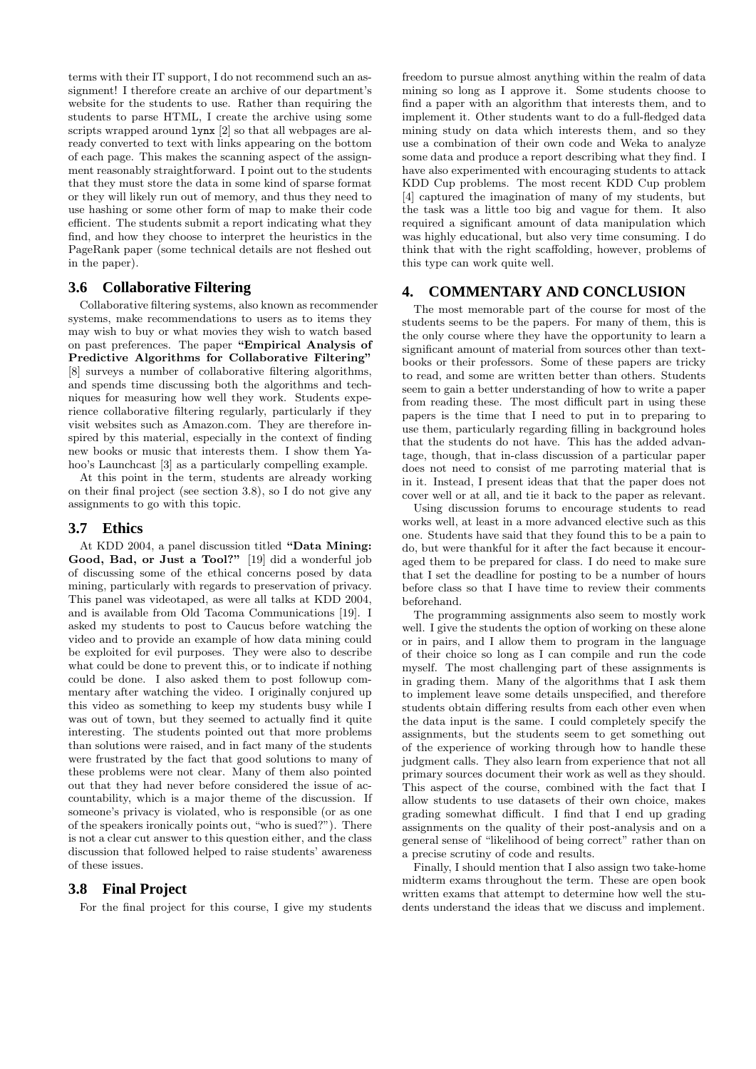terms with their IT support, I do not recommend such an assignment! I therefore create an archive of our department's website for the students to use. Rather than requiring the students to parse HTML, I create the archive using some scripts wrapped around `lynx` [2] so that all webpages are already converted to text with links appearing on the bottom of each page. This makes the scanning aspect of the assignment reasonably straightforward. I point out to the students that they must store the data in some kind of sparse format or they will likely run out of memory, and thus they need to use hashing or some other form of map to make their code efficient. The students submit a report indicating what they find, and how they choose to interpret the heuristics in the PageRank paper (some technical details are not fleshed out in the paper).

## 3.6 Collaborative Filtering

Collaborative filtering systems, also known as recommender systems, make recommendations to users as to items they may wish to buy or what movies they wish to watch based on past preferences. The paper **"Empirical Analysis of Predictive Algorithms for Collaborative Filtering"** [8] surveys a number of collaborative filtering algorithms, and spends time discussing both the algorithms and techniques for measuring how well they work. Students experience collaborative filtering regularly, particularly if they visit websites such as Amazon.com. They are therefore inspired by this material, especially in the context of finding new books or music that interests them. I show them Yahoo's Launchcast [3] as a particularly compelling example.

At this point in the term, students are already working on their final project (see section 3.8), so I do not give any assignments to go with this topic.

## 3.7 Ethics

At KDD 2004, a panel discussion titled **"Data Mining: Good, Bad, or Just a Tool?"** [19] did a wonderful job of discussing some of the ethical concerns posed by data mining, particularly with regards to preservation of privacy. This panel was videotaped, as were all talks at KDD 2004, and is available from Old Tacoma Communications [19]. I asked my students to post to Caucus before watching the video and to provide an example of how data mining could be exploited for evil purposes. They were also to describe what could be done to prevent this, or to indicate if nothing could be done. I also asked them to post followup commentary after watching the video. I originally conjured up this video as something to keep my students busy while I was out of town, but they seemed to actually find it quite interesting. The students pointed out that more problems than solutions were raised, and in fact many of the students were frustrated by the fact that good solutions to many of these problems were not clear. Many of them also pointed out that they had never before considered the issue of accountability, which is a major theme of the discussion. If someone's privacy is violated, who is responsible (or as one of the speakers ironically points out, "who is sued?"). There is not a clear cut answer to this question either, and the class discussion that followed helped to raise students' awareness of these issues.

## 3.8 Final Project

For the final project for this course, I give my students freedom to pursue almost anything within the realm of data mining so long as I approve it. Some students choose to find a paper with an algorithm that interests them, and to implement it. Other students want to do a full-fledged data mining study on data which interests them, and so they use a combination of their own code and Weka to analyze some data and produce a report describing what they find. I have also experimented with encouraging students to attack KDD Cup problems. The most recent KDD Cup problem [4] captured the imagination of many of my students, but the task was a little too big and vague for them. It also required a significant amount of data manipulation which was highly educational, but also very time consuming. I do think that with the right scaffolding, however, problems of this type can work quite well.

# 4. COMMENTARY AND CONCLUSION

The most memorable part of the course for most of the students seems to be the papers. For many of them, this is the only course where they have the opportunity to learn a significant amount of material from sources other than textbooks or their professors. Some of these papers are tricky to read, and some are written better than others. Students seem to gain a better understanding of how to write a paper from reading these. The most difficult part in using these papers is the time that I need to put in to preparing to use them, particularly regarding filling in background holes that the students do not have. This has the added advantage, though, that in-class discussion of a particular paper does not need to consist of me parroting material that is in it. Instead, I present ideas that that the paper does not cover well or at all, and tie it back to the paper as relevant.

Using discussion forums to encourage students to read works well, at least in a more advanced elective such as this one. Students have said that they found this to be a pain to do, but were thankful for it after the fact because it encouraged them to be prepared for class. I do need to make sure that I set the deadline for posting to be a number of hours before class so that I have time to review their comments beforehand.

The programming assignments also seem to mostly work well. I give the students the option of working on these alone or in pairs, and I allow them to program in the language of their choice so long as I can compile and run the code myself. The most challenging part of these assignments is in grading them. Many of the algorithms that I ask them to implement leave some details unspecified, and therefore students obtain differing results from each other even when the data input is the same. I could completely specify the assignments, but the students seem to get something out of the experience of working through how to handle these judgment calls. They also learn from experience that not all primary sources document their work as well as they should. This aspect of the course, combined with the fact that I allow students to use datasets of their own choice, makes grading somewhat difficult. I find that I end up grading assignments on the quality of their post-analysis and on a general sense of "likelihood of being correct" rather than on a precise scrutiny of code and results.

Finally, I should mention that I also assign two take-home midterm exams throughout the term. These are open book written exams that attempt to determine how well the students understand the ideas that we discuss and implement.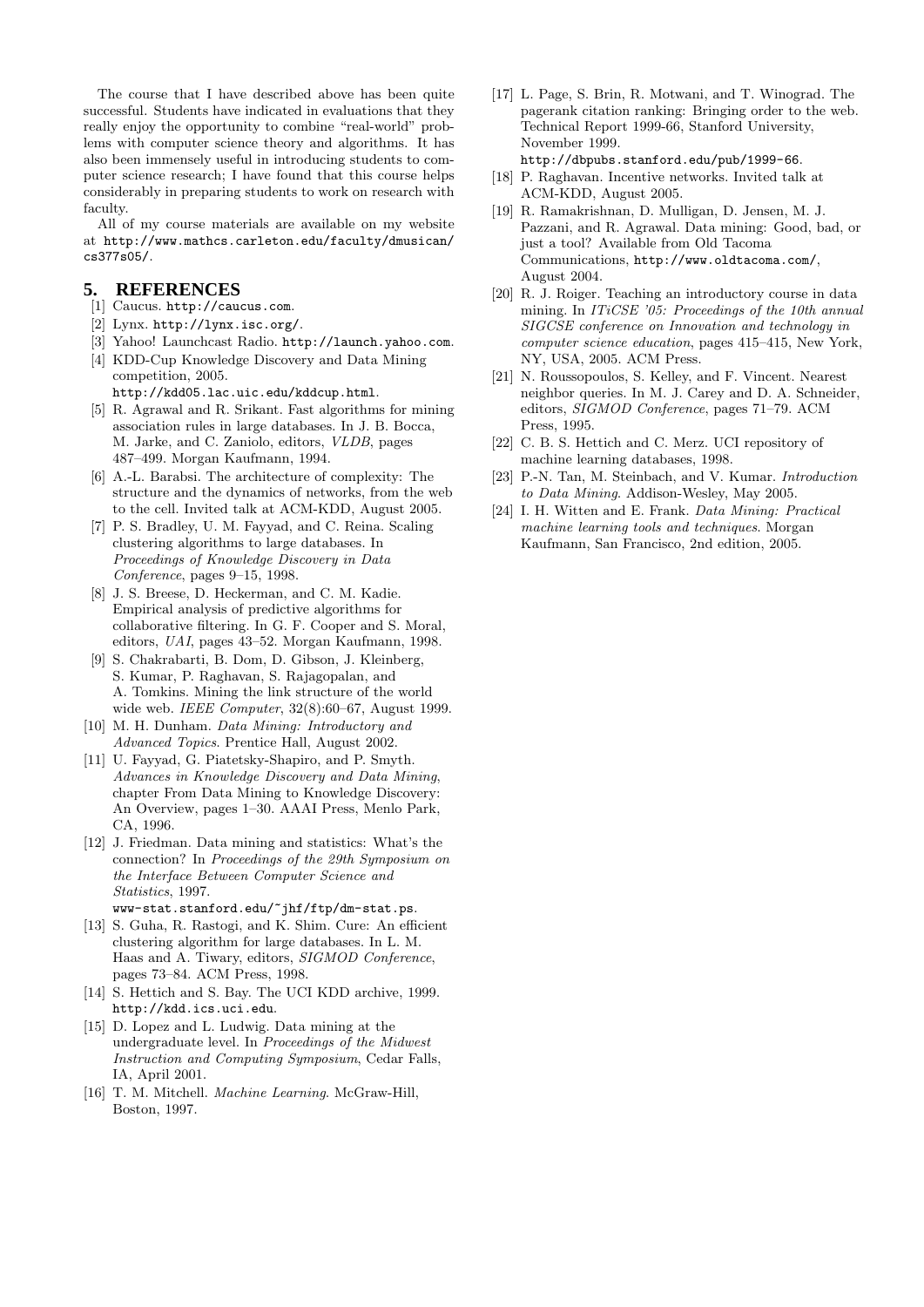The course that I have described above has been quite successful. Students have indicated in evaluations that they really enjoy the opportunity to combine "real-world" problems with computer science theory and algorithms. It has also been immensely useful in introducing students to computer science research; I have found that this course helps considerably in preparing students to work on research with faculty.

All of my course materials are available on my website at http://www.mathcs.carleton.edu/faculty/dmusican/cs377s05/.

## 5. REFERENCES

[1] Caucus. http://caucus.com.

[2] Lynx. http://lynx.isc.org/.

[3] Yahoo! Launchcast Radio. http://launch.yahoo.com.

[4] KDD-Cup Knowledge Discovery and Data Mining competition, 2005. http://kdd05.lac.uic.edu/kddcup.html.

[5] R. Agrawal and R. Srikant. Fast algorithms for mining association rules in large databases. In J. B. Bocca, M. Jarke, and C. Zaniolo, editors, *VLDB*, pages 487–499. Morgan Kaufmann, 1994.

[6] A.-L. Barabsi. The architecture of complexity: The structure and the dynamics of networks, from the web to the cell. Invited talk at ACM-KDD, August 2005.

[7] P. S. Bradley, U. M. Fayyad, and C. Reina. Scaling clustering algorithms to large databases. In *Proceedings of Knowledge Discovery in Data Conference*, pages 9–15, 1998.

[8] J. S. Breese, D. Heckerman, and C. M. Kadie. Empirical analysis of predictive algorithms for collaborative filtering. In G. F. Cooper and S. Moral, editors, *UAI*, pages 43–52. Morgan Kaufmann, 1998.

[9] S. Chakrabarti, B. Dom, D. Gibson, J. Kleinberg, S. Kumar, P. Raghavan, S. Rajagopalan, and A. Tomkins. Mining the link structure of the world wide web. *IEEE Computer*, 32(8):60–67, August 1999.

[10] M. H. Dunham. *Data Mining: Introductory and Advanced Topics*. Prentice Hall, August 2002.

[11] U. Fayyad, G. Piatetsky-Shapiro, and P. Smyth. *Advances in Knowledge Discovery and Data Mining*, chapter From Data Mining to Knowledge Discovery: An Overview, pages 1–30. AAAI Press, Menlo Park, CA, 1996.

[12] J. Friedman. Data mining and statistics: What's the connection? In *Proceedings of the 29th Symposium on the Interface Between Computer Science and Statistics*, 1997. www-stat.stanford.edu/~jhf/ftp/dm-stat.ps.

[13] S. Guha, R. Rastogi, and K. Shim. Cure: An efficient clustering algorithm for large databases. In L. M. Haas and A. Tiwary, editors, *SIGMOD Conference*, pages 73–84. ACM Press, 1998.

[14] S. Hettich and S. Bay. The UCI KDD archive, 1999. http://kdd.ics.uci.edu.

[15] D. Lopez and L. Ludwig. Data mining at the undergraduate level. In *Proceedings of the Midwest Instruction and Computing Symposium*, Cedar Falls, IA, April 2001.

[16] T. M. Mitchell. *Machine Learning*. McGraw-Hill, Boston, 1997.

[17] L. Page, S. Brin, R. Motwani, and T. Winograd. The pagerank citation ranking: Bringing order to the web. Technical Report 1999-66, Stanford University, November 1999. http://dbpubs.stanford.edu/pub/1999-66.

[18] P. Raghavan. Incentive networks. Invited talk at ACM-KDD, August 2005.

[19] R. Ramakrishnan, D. Mulligan, D. Jensen, M. J. Pazzani, and R. Agrawal. Data mining: Good, bad, or just a tool? Available from Old Tacoma Communications, http://www.oldtacoma.com/, August 2004.

[20] R. J. Roiger. Teaching an introductory course in data mining. In *ITiCSE '05: Proceedings of the 10th annual SIGCSE conference on Innovation and technology in computer science education*, pages 415–415, New York, NY, USA, 2005. ACM Press.

[21] N. Roussopoulos, S. Kelley, and F. Vincent. Nearest neighbor queries. In M. J. Carey and D. A. Schneider, editors, *SIGMOD Conference*, pages 71–79. ACM Press, 1995.

[22] C. B. S. Hettich and C. Merz. UCI repository of machine learning databases, 1998.

[23] P.-N. Tan, M. Steinbach, and V. Kumar. *Introduction to Data Mining*. Addison-Wesley, May 2005.

[24] I. H. Witten and E. Frank. *Data Mining: Practical machine learning tools and techniques*. Morgan Kaufmann, San Francisco, 2nd edition, 2005.